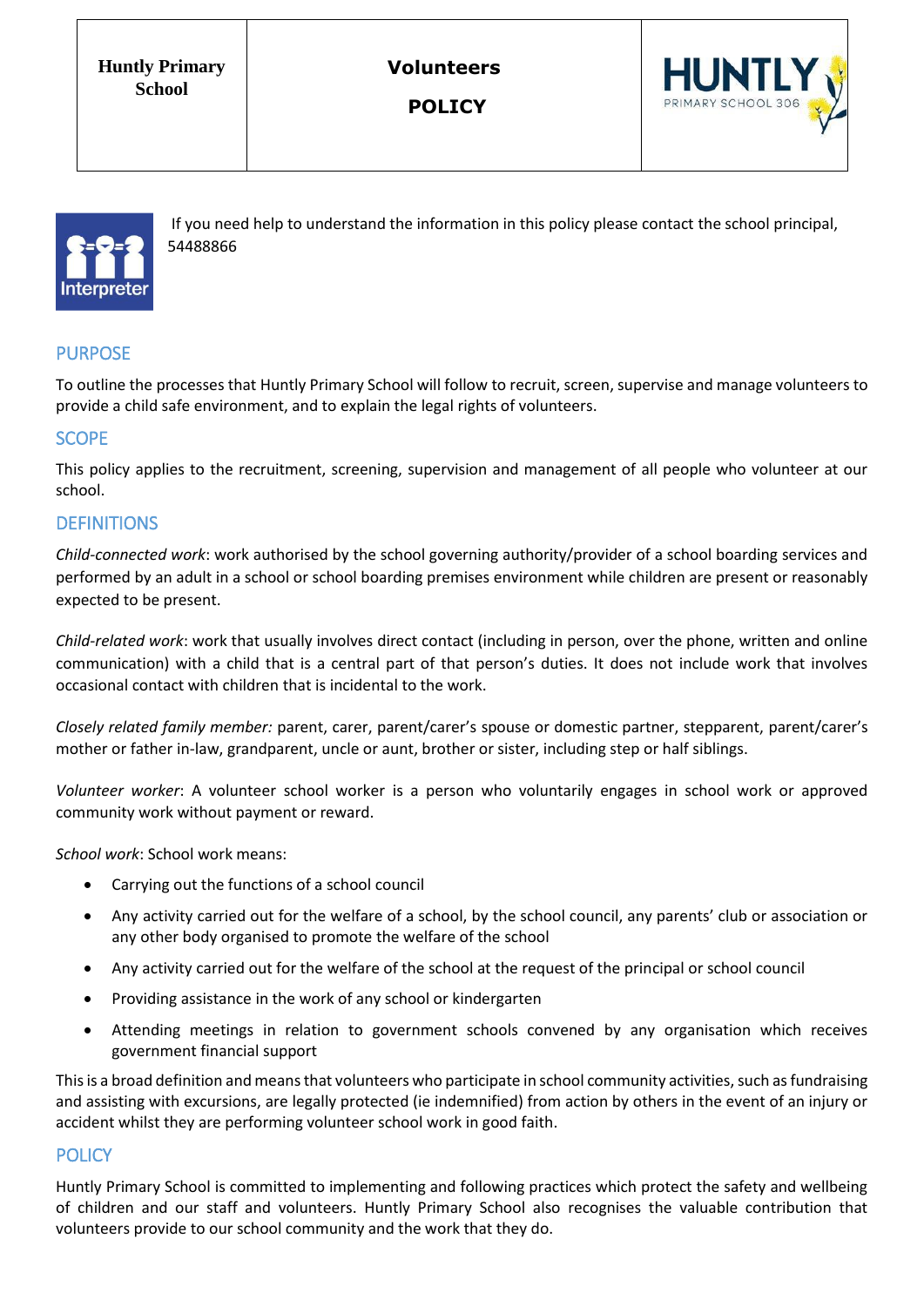| Huntly Primary School | Volunteers POLICY | HUNTLY PRIMARY SCHOOL 306 |
|---|---|---|

If you need help to understand the information in this policy please contact the school principal, 54488866

## PURPOSE

To outline the processes that Huntly Primary School will follow to recruit, screen, supervise and manage volunteers to provide a child safe environment, and to explain the legal rights of volunteers.

## SCOPE

This policy applies to the recruitment, screening, supervision and management of all people who volunteer at our school.

## DEFINITIONS

*Child-connected work*: work authorised by the school governing authority/provider of a school boarding services and performed by an adult in a school or school boarding premises environment while children are present or reasonably expected to be present.

*Child-related work*: work that usually involves direct contact (including in person, over the phone, written and online communication) with a child that is a central part of that person's duties. It does not include work that involves occasional contact with children that is incidental to the work.

*Closely related family member:* parent, carer, parent/carer's spouse or domestic partner, stepparent, parent/carer's mother or father in-law, grandparent, uncle or aunt, brother or sister, including step or half siblings.

*Volunteer worker*: A volunteer school worker is a person who voluntarily engages in school work or approved community work without payment or reward.

*School work*: School work means:

- Carrying out the functions of a school council
- Any activity carried out for the welfare of a school, by the school council, any parents' club or association or any other body organised to promote the welfare of the school
- Any activity carried out for the welfare of the school at the request of the principal or school council
- Providing assistance in the work of any school or kindergarten
- Attending meetings in relation to government schools convened by any organisation which receives government financial support

This is a broad definition and means that volunteers who participate in school community activities, such as fundraising and assisting with excursions, are legally protected (ie indemnified) from action by others in the event of an injury or accident whilst they are performing volunteer school work in good faith.

## POLICY

Huntly Primary School is committed to implementing and following practices which protect the safety and wellbeing of children and our staff and volunteers. Huntly Primary School also recognises the valuable contribution that volunteers provide to our school community and the work that they do.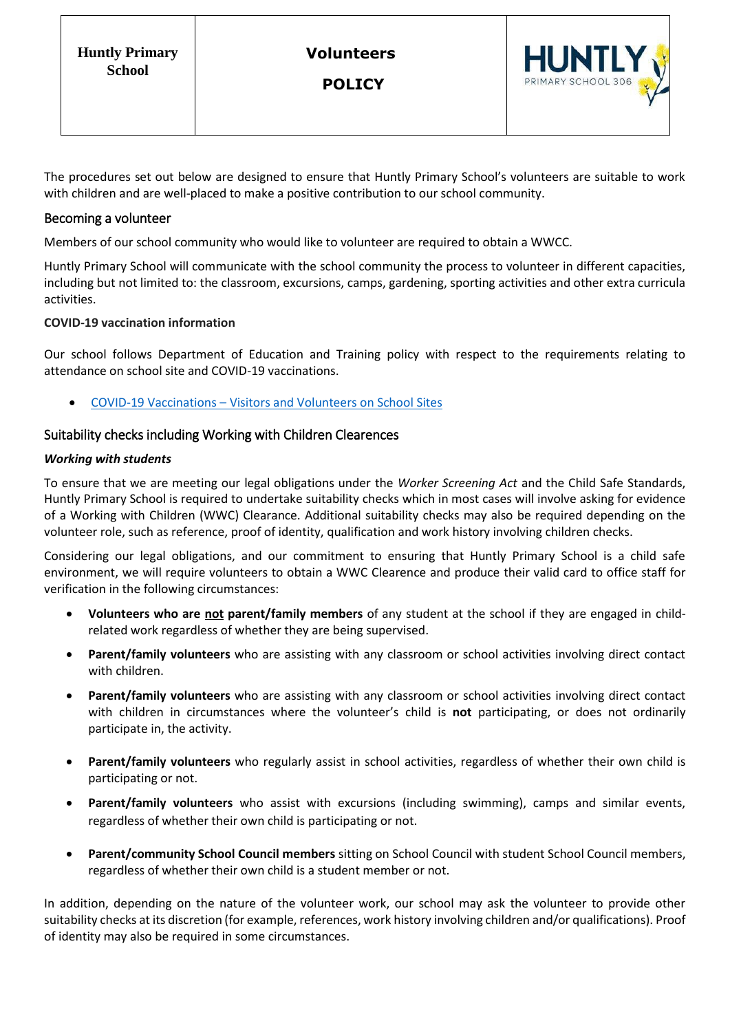| Huntly Primary School | Volunteers POLICY | HUNTLY PRIMARY SCHOOL 306 |
|---|---|---|

The procedures set out below are designed to ensure that Huntly Primary School's volunteers are suitable to work with children and are well-placed to make a positive contribution to our school community.

## Becoming a volunteer

Members of our school community who would like to volunteer are required to obtain a WWCC.

Huntly Primary School will communicate with the school community the process to volunteer in different capacities, including but not limited to: the classroom, excursions, camps, gardening, sporting activities and other extra curricula activities.

**COVID-19 vaccination information**

Our school follows Department of Education and Training policy with respect to the requirements relating to attendance on school site and COVID-19 vaccinations.

- [COVID-19 Vaccinations – Visitors and Volunteers on School Sites]

## Suitability checks including Working with Children Clearences

***Working with students***

To ensure that we are meeting our legal obligations under the *Worker Screening Act* and the Child Safe Standards, Huntly Primary School is required to undertake suitability checks which in most cases will involve asking for evidence of a Working with Children (WWC) Clearance. Additional suitability checks may also be required depending on the volunteer role, such as reference, proof of identity, qualification and work history involving children checks.

Considering our legal obligations, and our commitment to ensuring that Huntly Primary School is a child safe environment, we will require volunteers to obtain a WWC Clearence and produce their valid card to office staff for verification in the following circumstances:

- **Volunteers who are <u>not</u> parent/family members** of any student at the school if they are engaged in child-related work regardless of whether they are being supervised.
- **Parent/family volunteers** who are assisting with any classroom or school activities involving direct contact with children.
- **Parent/family volunteers** who are assisting with any classroom or school activities involving direct contact with children in circumstances where the volunteer's child is **not** participating, or does not ordinarily participate in, the activity.
- **Parent/family volunteers** who regularly assist in school activities, regardless of whether their own child is participating or not.
- **Parent/family volunteers** who assist with excursions (including swimming), camps and similar events, regardless of whether their own child is participating or not.
- **Parent/community School Council members** sitting on School Council with student School Council members, regardless of whether their own child is a student member or not.

In addition, depending on the nature of the volunteer work, our school may ask the volunteer to provide other suitability checks at its discretion (for example, references, work history involving children and/or qualifications). Proof of identity may also be required in some circumstances.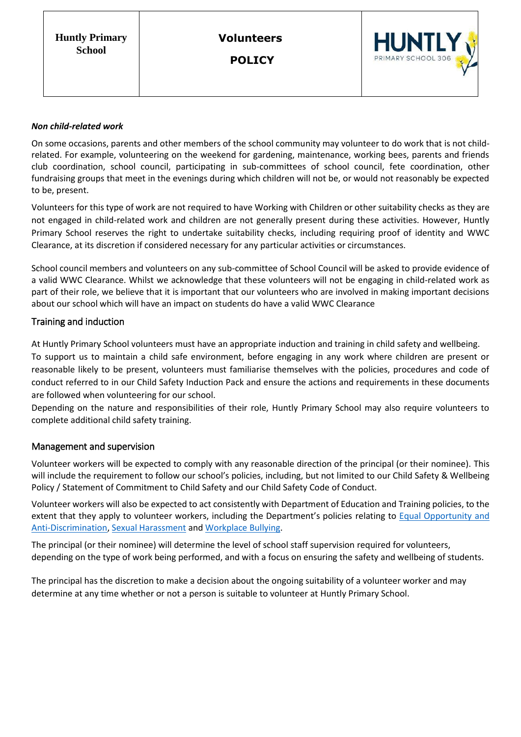### *Non child-related work*

On some occasions, parents and other members of the school community may volunteer to do work that is not child-related. For example, volunteering on the weekend for gardening, maintenance, working bees, parents and friends club coordination, school council, participating in sub-committees of school council, fete coordination, other fundraising groups that meet in the evenings during which children will not be, or would not reasonably be expected to be, present.

Volunteers for this type of work are not required to have Working with Children or other suitability checks as they are not engaged in child-related work and children are not generally present during these activities. However, Huntly Primary School reserves the right to undertake suitability checks, including requiring proof of identity and WWC Clearance, at its discretion if considered necessary for any particular activities or circumstances.

School council members and volunteers on any sub-committee of School Council will be asked to provide evidence of a valid WWC Clearance. Whilst we acknowledge that these volunteers will not be engaging in child-related work as part of their role, we believe that it is important that our volunteers who are involved in making important decisions about our school which will have an impact on students do have a valid WWC Clearance

## Training and induction

At Huntly Primary School volunteers must have an appropriate induction and training in child safety and wellbeing.
To support us to maintain a child safe environment, before engaging in any work where children are present or reasonable likely to be present, volunteers must familiarise themselves with the policies, procedures and code of conduct referred to in our Child Safety Induction Pack and ensure the actions and requirements in these documents are followed when volunteering for our school.
Depending on the nature and responsibilities of their role, Huntly Primary School may also require volunteers to complete additional child safety training.

## Management and supervision

Volunteer workers will be expected to comply with any reasonable direction of the principal (or their nominee). This will include the requirement to follow our school's policies, including, but not limited to our Child Safety & Wellbeing Policy / Statement of Commitment to Child Safety and our Child Safety Code of Conduct.

Volunteer workers will also be expected to act consistently with Department of Education and Training policies, to the extent that they apply to volunteer workers, including the Department's policies relating to Equal Opportunity and Anti-Discrimination, Sexual Harassment and Workplace Bullying.

The principal (or their nominee) will determine the level of school staff supervision required for volunteers, depending on the type of work being performed, and with a focus on ensuring the safety and wellbeing of students.

The principal has the discretion to make a decision about the ongoing suitability of a volunteer worker and may determine at any time whether or not a person is suitable to volunteer at Huntly Primary School.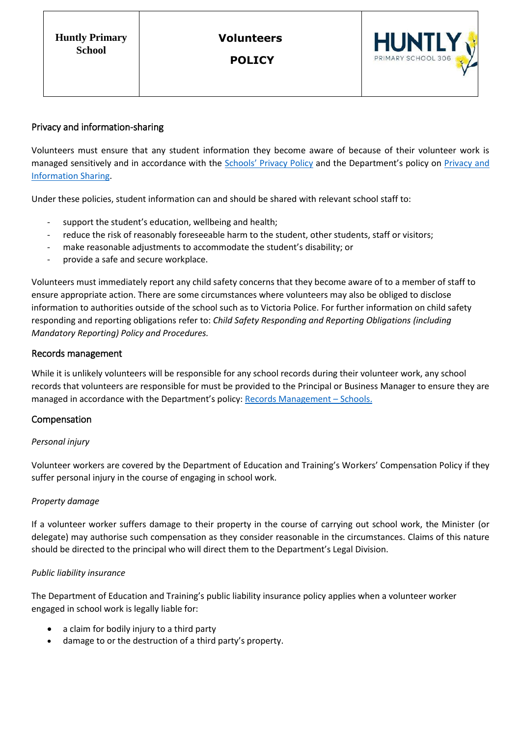## Privacy and information-sharing

Volunteers must ensure that any student information they become aware of because of their volunteer work is managed sensitively and in accordance with the [Schools' Privacy Policy]() and the Department's policy on [Privacy and Information Sharing]().

Under these policies, student information can and should be shared with relevant school staff to:

- support the student's education, wellbeing and health;
- reduce the risk of reasonably foreseeable harm to the student, other students, staff or visitors;
- make reasonable adjustments to accommodate the student's disability; or
- provide a safe and secure workplace.

Volunteers must immediately report any child safety concerns that they become aware of to a member of staff to ensure appropriate action. There are some circumstances where volunteers may also be obliged to disclose information to authorities outside of the school such as to Victoria Police. For further information on child safety responding and reporting obligations refer to: *Child Safety Responding and Reporting Obligations (including Mandatory Reporting) Policy and Procedures.*

## Records management

While it is unlikely volunteers will be responsible for any school records during their volunteer work, any school records that volunteers are responsible for must be provided to the Principal or Business Manager to ensure they are managed in accordance with the Department's policy: [Records Management – Schools.]()

## Compensation

*Personal injury*

Volunteer workers are covered by the Department of Education and Training's Workers' Compensation Policy if they suffer personal injury in the course of engaging in school work.

*Property damage*

If a volunteer worker suffers damage to their property in the course of carrying out school work, the Minister (or delegate) may authorise such compensation as they consider reasonable in the circumstances. Claims of this nature should be directed to the principal who will direct them to the Department's Legal Division.

*Public liability insurance*

The Department of Education and Training's public liability insurance policy applies when a volunteer worker engaged in school work is legally liable for:

- a claim for bodily injury to a third party
- damage to or the destruction of a third party's property.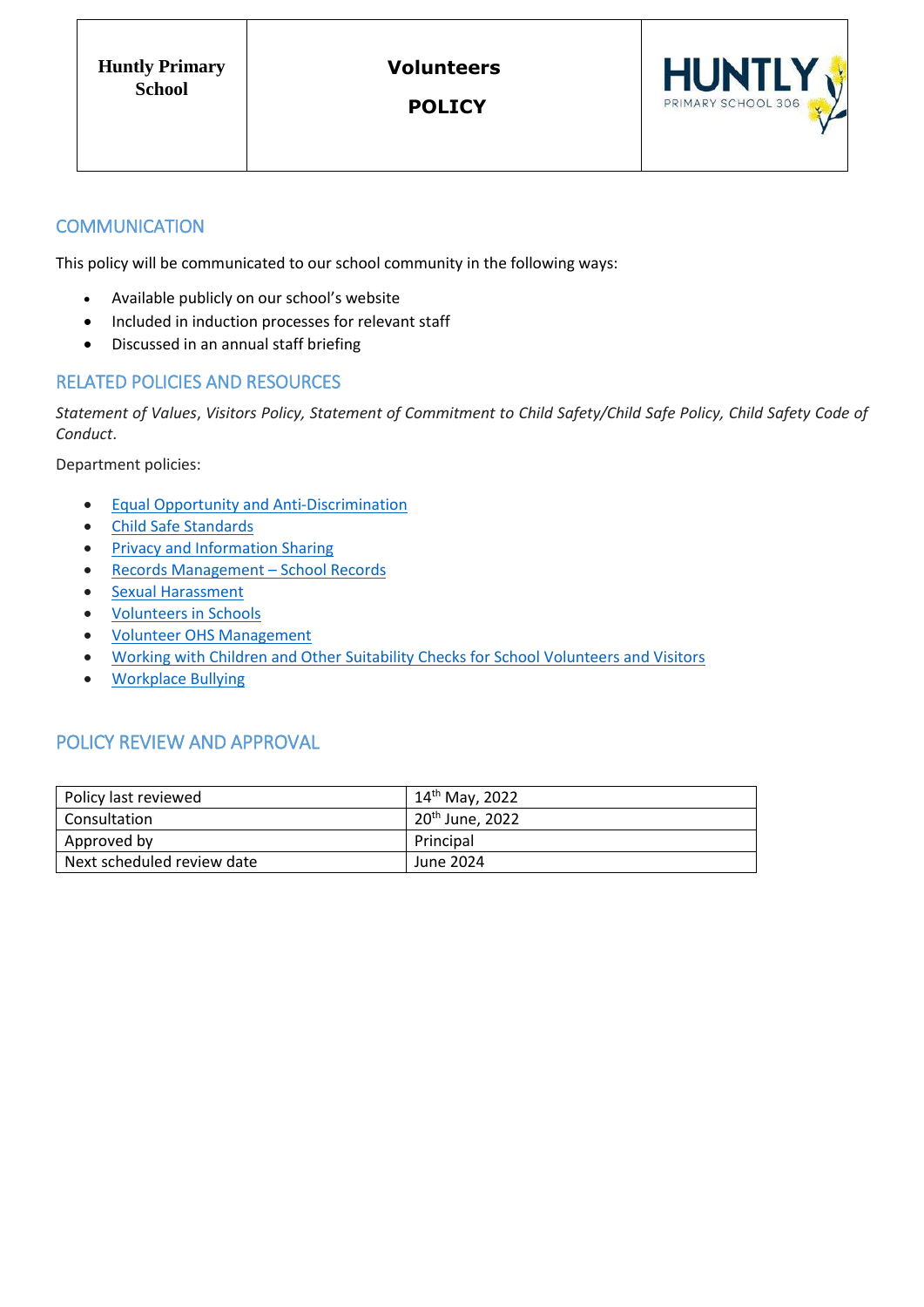| Huntly Primary School | Volunteers POLICY | HUNTLY PRIMARY SCHOOL 306 |
|---|---|---|

## COMMUNICATION

This policy will be communicated to our school community in the following ways:

- Available publicly on our school's website
- Included in induction processes for relevant staff
- Discussed in an annual staff briefing

## RELATED POLICIES AND RESOURCES

*Statement of Values*, *Visitors Policy, Statement of Commitment to Child Safety/Child Safe Policy, Child Safety Code of Conduct*.

Department policies:

- Equal Opportunity and Anti-Discrimination
- Child Safe Standards
- Privacy and Information Sharing
- Records Management – School Records
- Sexual Harassment
- Volunteers in Schools
- Volunteer OHS Management
- Working with Children and Other Suitability Checks for School Volunteers and Visitors
- Workplace Bullying

## POLICY REVIEW AND APPROVAL

| | |
|---|---|
| Policy last reviewed | 14th May, 2022 |
| Consultation | 20th June, 2022 |
| Approved by | Principal |
| Next scheduled review date | June 2024 |